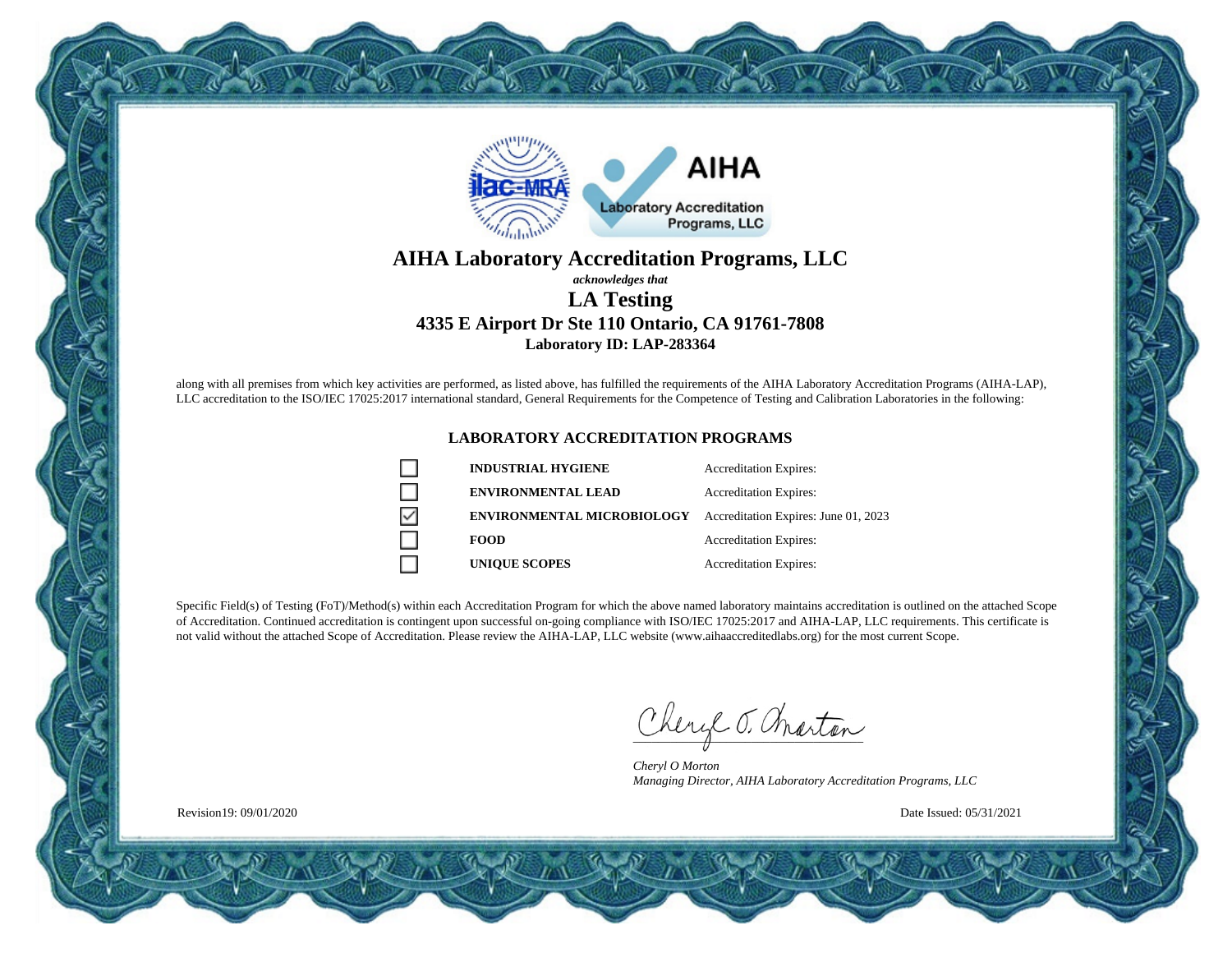# AIHA Laboratory Accreditation Programs, LLC

***acknowledges that***

## LA Testing

### 4335 E Airport Dr Ste 110 Ontario, CA 91761-7808

**Laboratory ID: LAP-283364**

along with all premises from which key activities are performed, as listed above, has fulfilled the requirements of the AIHA Laboratory Accreditation Programs (AIHA-LAP), LLC accreditation to the ISO/IEC 17025:2017 international standard, General Requirements for the Competence of Testing and Calibration Laboratories in the following:

### LABORATORY ACCREDITATION PROGRAMS

| | Program | Accreditation |
|---|---|---|
| ☐ | **INDUSTRIAL HYGIENE** | Accreditation Expires: |
| ☐ | **ENVIRONMENTAL LEAD** | Accreditation Expires: |
| ☑ | **ENVIRONMENTAL MICROBIOLOGY** | Accreditation Expires: June 01, 2023 |
| ☐ | **FOOD** | Accreditation Expires: |
| ☐ | **UNIQUE SCOPES** | Accreditation Expires: |

Specific Field(s) of Testing (FoT)/Method(s) within each Accreditation Program for which the above named laboratory maintains accreditation is outlined on the attached Scope of Accreditation. Continued accreditation is contingent upon successful on-going compliance with ISO/IEC 17025:2017 and AIHA-LAP, LLC requirements. This certificate is not valid without the attached Scope of Accreditation. Please review the AIHA-LAP, LLC website (www.aihaaccreditedlabs.org) for the most current Scope.

*Cheryl O Morton*
*Managing Director, AIHA Laboratory Accreditation Programs, LLC*

Revision19: 09/01/2020

Date Issued: 05/31/2021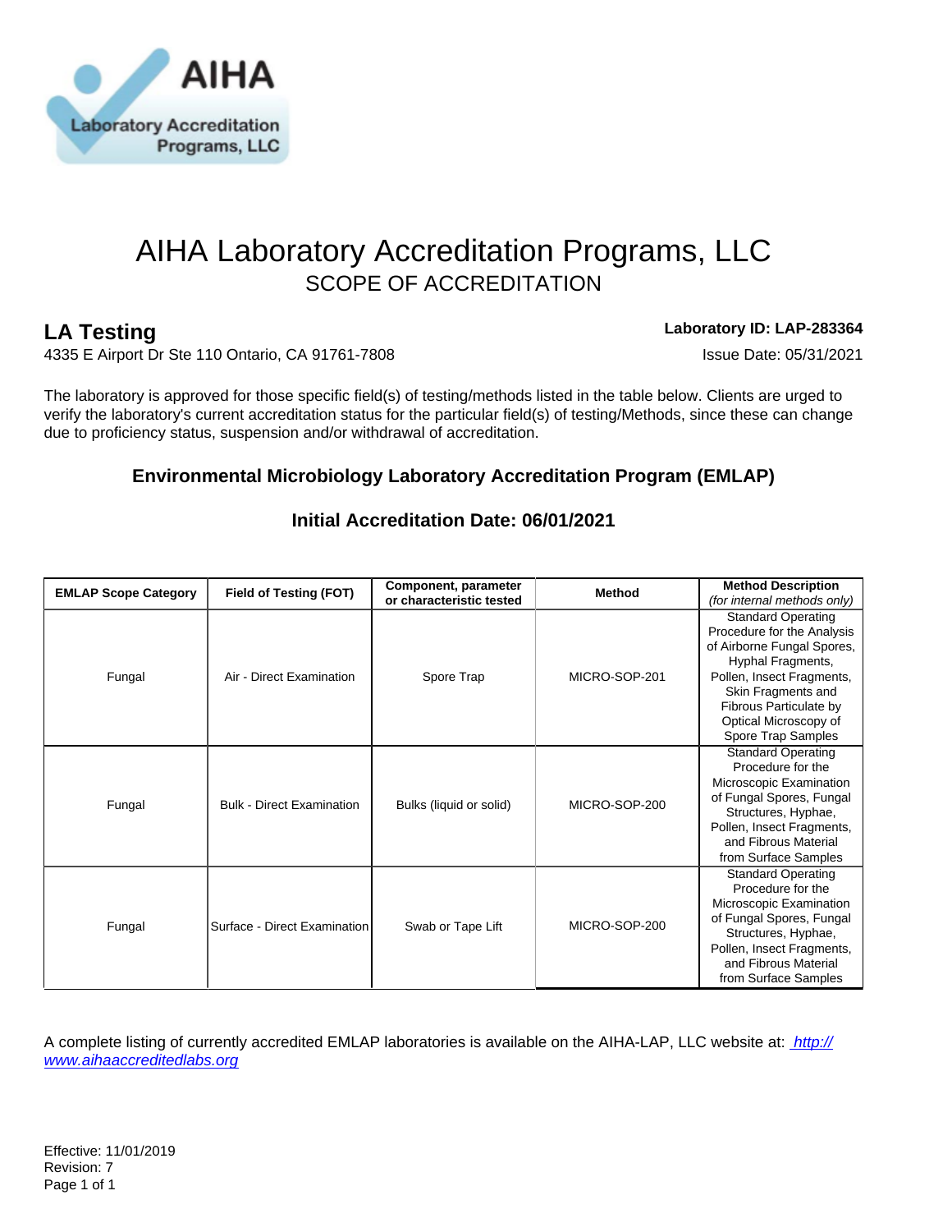AIHA Laboratory Accreditation Programs, LLC

# AIHA Laboratory Accreditation Programs, LLC

## SCOPE OF ACCREDITATION

**LA Testing** **Laboratory ID: LAP-283364**

4335 E Airport Dr Ste 110 Ontario, CA 91761-7808 Issue Date: 05/31/2021

The laboratory is approved for those specific field(s) of testing/methods listed in the table below. Clients are urged to verify the laboratory's current accreditation status for the particular field(s) of testing/Methods, since these can change due to proficiency status, suspension and/or withdrawal of accreditation.

### Environmental Microbiology Laboratory Accreditation Program (EMLAP)

### Initial Accreditation Date: 06/01/2021

| EMLAP Scope Category | Field of Testing (FOT) | Component, parameter or characteristic tested | Method | Method Description *(for internal methods only)* |
|---|---|---|---|---|
| Fungal | Air - Direct Examination | Spore Trap | MICRO-SOP-201 | Standard Operating Procedure for the Analysis of Airborne Fungal Spores, Hyphal Fragments, Pollen, Insect Fragments, Skin Fragments and Fibrous Particulate by Optical Microscopy of Spore Trap Samples |
| Fungal | Bulk - Direct Examination | Bulks (liquid or solid) | MICRO-SOP-200 | Standard Operating Procedure for the Microscopic Examination of Fungal Spores, Fungal Structures, Hyphae, Pollen, Insect Fragments, and Fibrous Material from Surface Samples |
| Fungal | Surface - Direct Examination | Swab or Tape Lift | MICRO-SOP-200 | Standard Operating Procedure for the Microscopic Examination of Fungal Spores, Fungal Structures, Hyphae, Pollen, Insect Fragments, and Fibrous Material from Surface Samples |

A complete listing of currently accredited EMLAP laboratories is available on the AIHA-LAP, LLC website at: http://www.aihaaccreditedlabs.org

Effective: 11/01/2019
Revision: 7